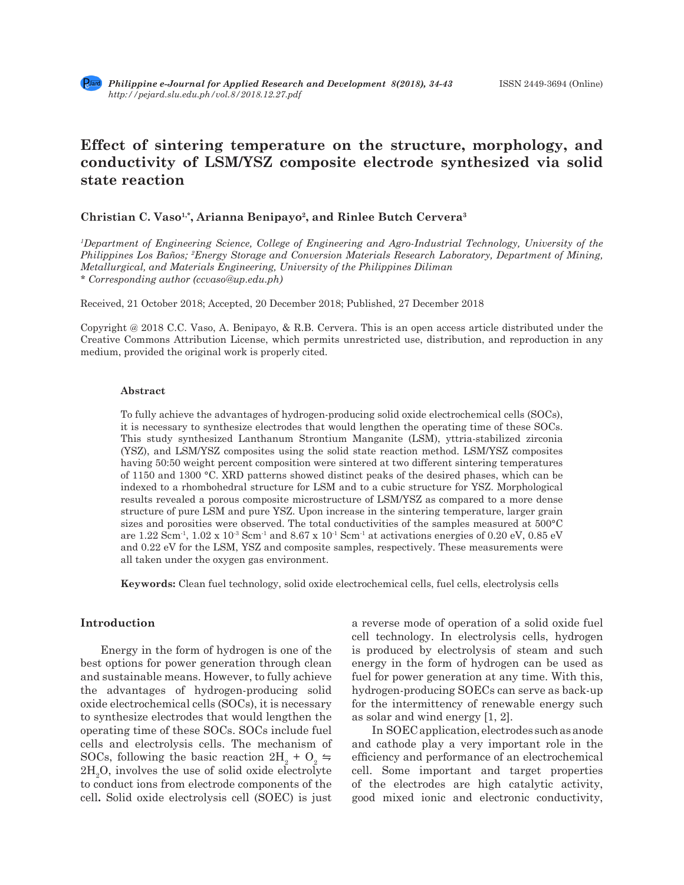# Effect of sintering temperature on the structure, morphology, and conductivity of LSM/YSZ composite electrode synthesized via solid state reaction

**Christian C. Vaso[1,*], Arianna Benipayo[2], and Rinlee Butch Cervera[3]**

*[1]Department of Engineering Science, College of Engineering and Agro-Industrial Technology, University of the Philippines Los Baños; [2]Energy Storage and Conversion Materials Research Laboratory, Department of Mining, Metallurgical, and Materials Engineering, University of the Philippines Diliman*
*\* Corresponding author (ccvaso@up.edu.ph)*

Received, 21 October 2018; Accepted, 20 December 2018; Published, 27 December 2018

Copyright @ 2018 C.C. Vaso, A. Benipayo, & R.B. Cervera. This is an open access article distributed under the Creative Commons Attribution License, which permits unrestricted use, distribution, and reproduction in any medium, provided the original work is properly cited.

#### Abstract

To fully achieve the advantages of hydrogen-producing solid oxide electrochemical cells (SOCs), it is necessary to synthesize electrodes that would lengthen the operating time of these SOCs. This study synthesized Lanthanum Strontium Manganite (LSM), yttria-stabilized zirconia (YSZ), and LSM/YSZ composites using the solid state reaction method. LSM/YSZ composites having 50:50 weight percent composition were sintered at two different sintering temperatures of 1150 and 1300 °C. XRD patterns showed distinct peaks of the desired phases, which can be indexed to a rhombohedral structure for LSM and to a cubic structure for YSZ. Morphological results revealed a porous composite microstructure of LSM/YSZ as compared to a more dense structure of pure LSM and pure YSZ. Upon increase in the sintering temperature, larger grain sizes and porosities were observed. The total conductivities of the samples measured at 500°C are 1.22 $Scm^{-1}$, 1.02 x $10^{-3}$ $Scm^{-1}$ and 8.67 x $10^{-1}$ $Scm^{-1}$ at activations energies of 0.20 eV, 0.85 eV and 0.22 eV for the LSM, YSZ and composite samples, respectively. These measurements were all taken under the oxygen gas environment.

**Keywords:** Clean fuel technology, solid oxide electrochemical cells, fuel cells, electrolysis cells

## Introduction

Energy in the form of hydrogen is one of the best options for power generation through clean and sustainable means. However, to fully achieve the advantages of hydrogen-producing solid oxide electrochemical cells (SOCs), it is necessary to synthesize electrodes that would lengthen the operating time of these SOCs. SOCs include fuel cells and electrolysis cells. The mechanism of SOCs, following the basic reaction $2H_2 + O_2 \leftrightharpoons 2H_2O$, involves the use of solid oxide electrolyte to conduct ions from electrode components of the cell**.** Solid oxide electrolysis cell (SOEC) is just a reverse mode of operation of a solid oxide fuel cell technology. In electrolysis cells, hydrogen is produced by electrolysis of steam and such energy in the form of hydrogen can be used as fuel for power generation at any time. With this, hydrogen-producing SOECs can serve as back-up for the intermittency of renewable energy such as solar and wind energy [1, 2].

In SOEC application, electrodes such as anode and cathode play a very important role in the efficiency and performance of an electrochemical cell. Some important and target properties of the electrodes are high catalytic activity, good mixed ionic and electronic conductivity,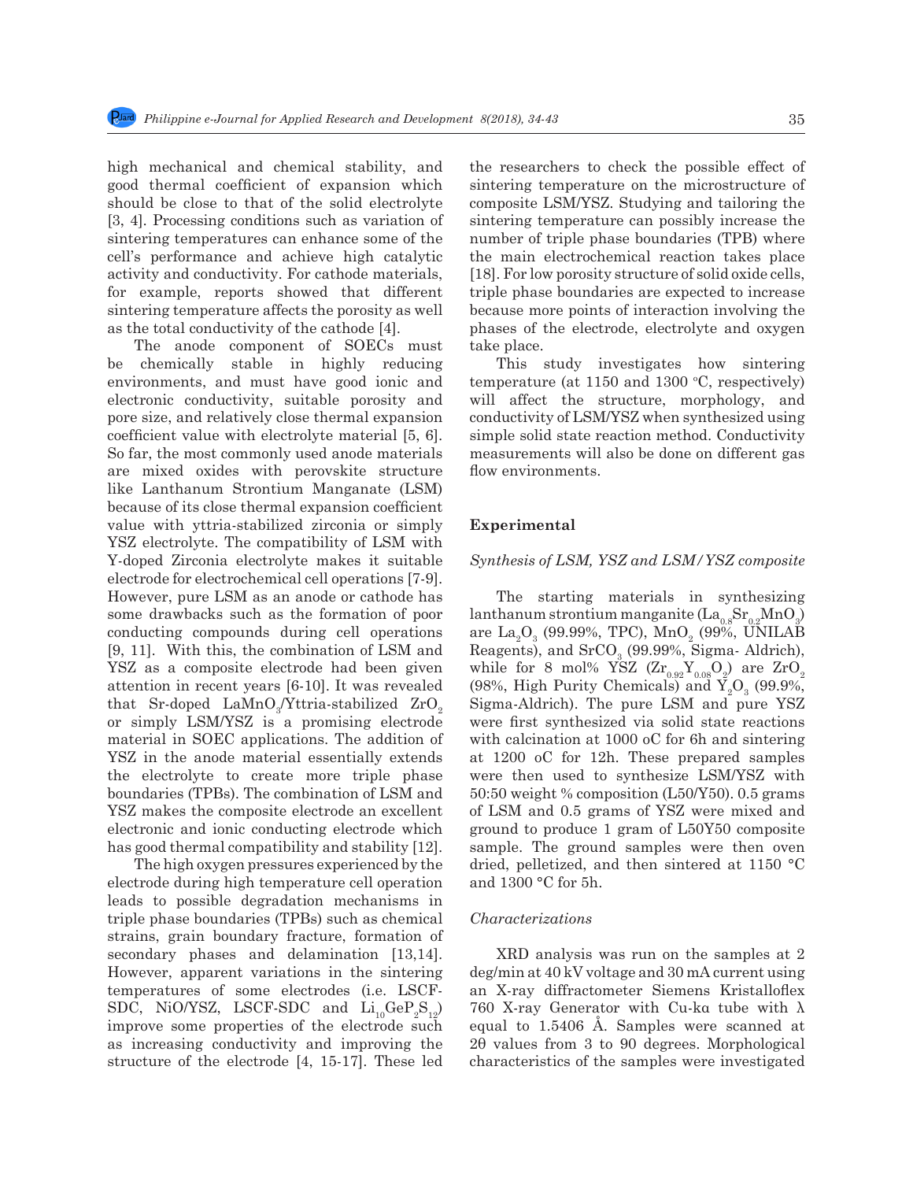high mechanical and chemical stability, and good thermal coefficient of expansion which should be close to that of the solid electrolyte [3, 4]. Processing conditions such as variation of sintering temperatures can enhance some of the cell's performance and achieve high catalytic activity and conductivity. For cathode materials, for example, reports showed that different sintering temperature affects the porosity as well as the total conductivity of the cathode [4].

The anode component of SOECs must be chemically stable in highly reducing environments, and must have good ionic and electronic conductivity, suitable porosity and pore size, and relatively close thermal expansion coefficient value with electrolyte material [5, 6]. So far, the most commonly used anode materials are mixed oxides with perovskite structure like Lanthanum Strontium Manganate (LSM) because of its close thermal expansion coefficient value with yttria-stabilized zirconia or simply YSZ electrolyte. The compatibility of LSM with Y-doped Zirconia electrolyte makes it suitable electrode for electrochemical cell operations [7-9]. However, pure LSM as an anode or cathode has some drawbacks such as the formation of poor conducting compounds during cell operations [9, 11]. With this, the combination of LSM and YSZ as a composite electrode had been given attention in recent years [6-10]. It was revealed that Sr-doped $LaMnO_3$/Yttria-stabilized $ZrO_2$ or simply LSM/YSZ is a promising electrode material in SOEC applications. The addition of YSZ in the anode material essentially extends the electrolyte to create more triple phase boundaries (TPBs). The combination of LSM and YSZ makes the composite electrode an excellent electronic and ionic conducting electrode which has good thermal compatibility and stability [12].

The high oxygen pressures experienced by the electrode during high temperature cell operation leads to possible degradation mechanisms in triple phase boundaries (TPBs) such as chemical strains, grain boundary fracture, formation of secondary phases and delamination [13,14]. However, apparent variations in the sintering temperatures of some electrodes (i.e. LSCF-SDC, NiO/YSZ, LSCF-SDC and $Li_{10}GeP_2S_{12}$) improve some properties of the electrode such as increasing conductivity and improving the structure of the electrode [4, 15-17]. These led the researchers to check the possible effect of sintering temperature on the microstructure of composite LSM/YSZ. Studying and tailoring the sintering temperature can possibly increase the number of triple phase boundaries (TPB) where the main electrochemical reaction takes place [18]. For low porosity structure of solid oxide cells, triple phase boundaries are expected to increase because more points of interaction involving the phases of the electrode, electrolyte and oxygen take place.

This study investigates how sintering temperature (at 1150 and 1300 °C, respectively) will affect the structure, morphology, and conductivity of LSM/YSZ when synthesized using simple solid state reaction method. Conductivity measurements will also be done on different gas flow environments.

## Experimental

### *Synthesis of LSM, YSZ and LSM/YSZ composite*

The starting materials in synthesizing lanthanum strontium manganite ($La_{0.8}Sr_{0.2}MnO_3$) are $La_2O_3$ (99.99%, TPC), $MnO_2$ (99%, UNILAB Reagents), and $SrCO_3$ (99.99%, Sigma- Aldrich), while for 8 mol% YSZ ($Zr_{0.92}Y_{0.08}O_2$) are $ZrO_2$ (98%, High Purity Chemicals) and $Y_2O_3$ (99.9%, Sigma-Aldrich). The pure LSM and pure YSZ were first synthesized via solid state reactions with calcination at 1000 oC for 6h and sintering at 1200 oC for 12h. These prepared samples were then used to synthesize LSM/YSZ with 50:50 weight % composition (L50/Y50). 0.5 grams of LSM and 0.5 grams of YSZ were mixed and ground to produce 1 gram of L50Y50 composite sample. The ground samples were then oven dried, pelletized, and then sintered at 1150 °C and 1300 °C for 5h.

### *Characterizations*

XRD analysis was run on the samples at 2 deg/min at 40 kV voltage and 30 mA current using an X-ray diffractometer Siemens Kristalloflex 760 X-ray Generator with Cu-kα tube with λ equal to 1.5406 Å. Samples were scanned at 2θ values from 3 to 90 degrees. Morphological characteristics of the samples were investigated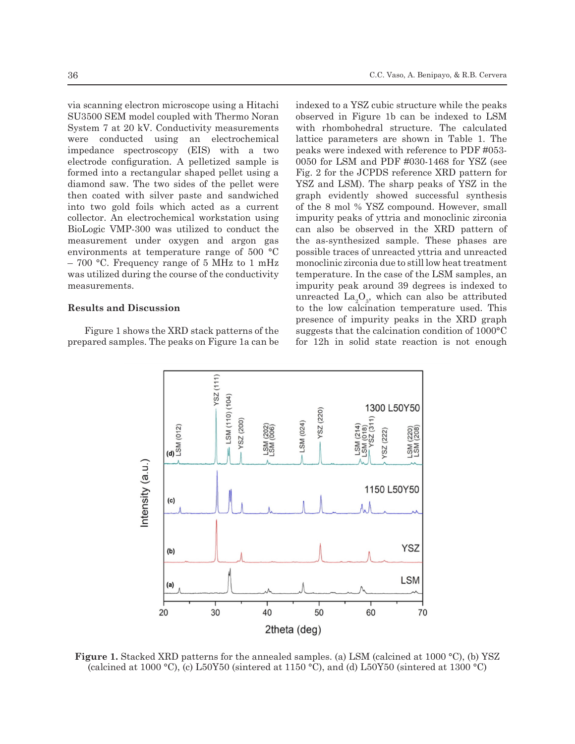via scanning electron microscope using a Hitachi SU3500 SEM model coupled with Thermo Noran System 7 at 20 kV. Conductivity measurements were conducted using an electrochemical impedance spectroscopy (EIS) with a two electrode configuration. A pelletized sample is formed into a rectangular shaped pellet using a diamond saw. The two sides of the pellet were then coated with silver paste and sandwiched into two gold foils which acted as a current collector. An electrochemical workstation using BioLogic VMP-300 was utilized to conduct the measurement under oxygen and argon gas environments at temperature range of 500 °C – 700 °C. Frequency range of 5 MHz to 1 mHz was utilized during the course of the conductivity measurements.

## Results and Discussion

Figure 1 shows the XRD stack patterns of the prepared samples. The peaks on Figure 1a can be indexed to a YSZ cubic structure while the peaks observed in Figure 1b can be indexed to LSM with rhombohedral structure. The calculated lattice parameters are shown in Table 1. The peaks were indexed with reference to PDF #053-0050 for LSM and PDF #030-1468 for YSZ (see Fig. 2 for the JCPDS reference XRD pattern for YSZ and LSM). The sharp peaks of YSZ in the graph evidently showed successful synthesis of the 8 mol % YSZ compound. However, small impurity peaks of yttria and monoclinic zirconia can also be observed in the XRD pattern of the as-synthesized sample. These phases are possible traces of unreacted yttria and unreacted monoclinic zirconia due to still low heat treatment temperature. In the case of the LSM samples, an impurity peak around 39 degrees is indexed to unreacted $La_2O_3$, which can also be attributed to the low calcination temperature used. This presence of impurity peaks in the XRD graph suggests that the calcination condition of 1000°C for 12h in solid state reaction is not enough

**Figure 1.** Stacked XRD patterns for the annealed samples. (a) LSM (calcined at 1000 °C), (b) YSZ (calcined at 1000 °C), (c) L50Y50 (sintered at 1150 °C), and (d) L50Y50 (sintered at 1300 °C)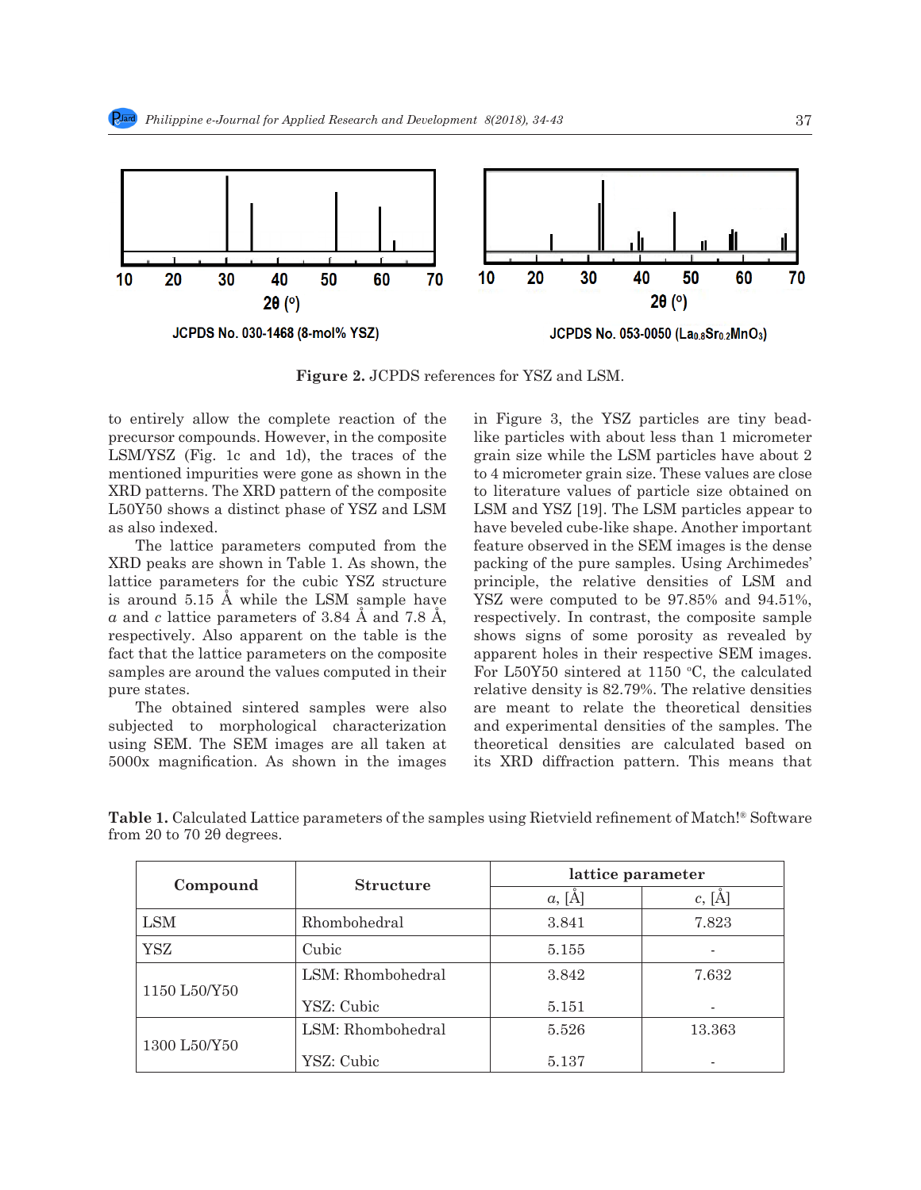Figure 2. JCPDS references for YSZ and LSM.

to entirely allow the complete reaction of the precursor compounds. However, in the composite LSM/YSZ (Fig. 1c and 1d), the traces of the mentioned impurities were gone as shown in the XRD patterns. The XRD pattern of the composite L50Y50 shows a distinct phase of YSZ and LSM as also indexed.

The lattice parameters computed from the XRD peaks are shown in Table 1. As shown, the lattice parameters for the cubic YSZ structure is around 5.15 Å while the LSM sample have *a* and *c* lattice parameters of 3.84 Å and 7.8 Å, respectively. Also apparent on the table is the fact that the lattice parameters on the composite samples are around the values computed in their pure states.

The obtained sintered samples were also subjected to morphological characterization using SEM. The SEM images are all taken at 5000x magnification. As shown in the images in Figure 3, the YSZ particles are tiny bead-like particles with about less than 1 micrometer grain size while the LSM particles have about 2 to 4 micrometer grain size. These values are close to literature values of particle size obtained on LSM and YSZ [19]. The LSM particles appear to have beveled cube-like shape. Another important feature observed in the SEM images is the dense packing of the pure samples. Using Archimedes' principle, the relative densities of LSM and YSZ were computed to be 97.85% and 94.51%, respectively. In contrast, the composite sample shows signs of some porosity as revealed by apparent holes in their respective SEM images. For L50Y50 sintered at 1150 °C, the calculated relative density is 82.79%. The relative densities are meant to relate the theoretical densities and experimental densities of the samples. The theoretical densities are calculated based on its XRD diffraction pattern. This means that

**Table 1.** Calculated Lattice parameters of the samples using Rietvield refinement of Match!® Software from 20 to 70 2θ degrees.

| Compound | Structure | lattice parameter | |
|---|---|---|---|
| | | *a*, [Å] | *c*, [Å] |
| LSM | Rhombohedral | 3.841 | 7.823 |
| YSZ | Cubic | 5.155 | - |
| 1150 L50/Y50 | LSM: Rhombohedral | 3.842 | 7.632 |
| | YSZ: Cubic | 5.151 | - |
| 1300 L50/Y50 | LSM: Rhombohedral | 5.526 | 13.363 |
| | YSZ: Cubic | 5.137 | - |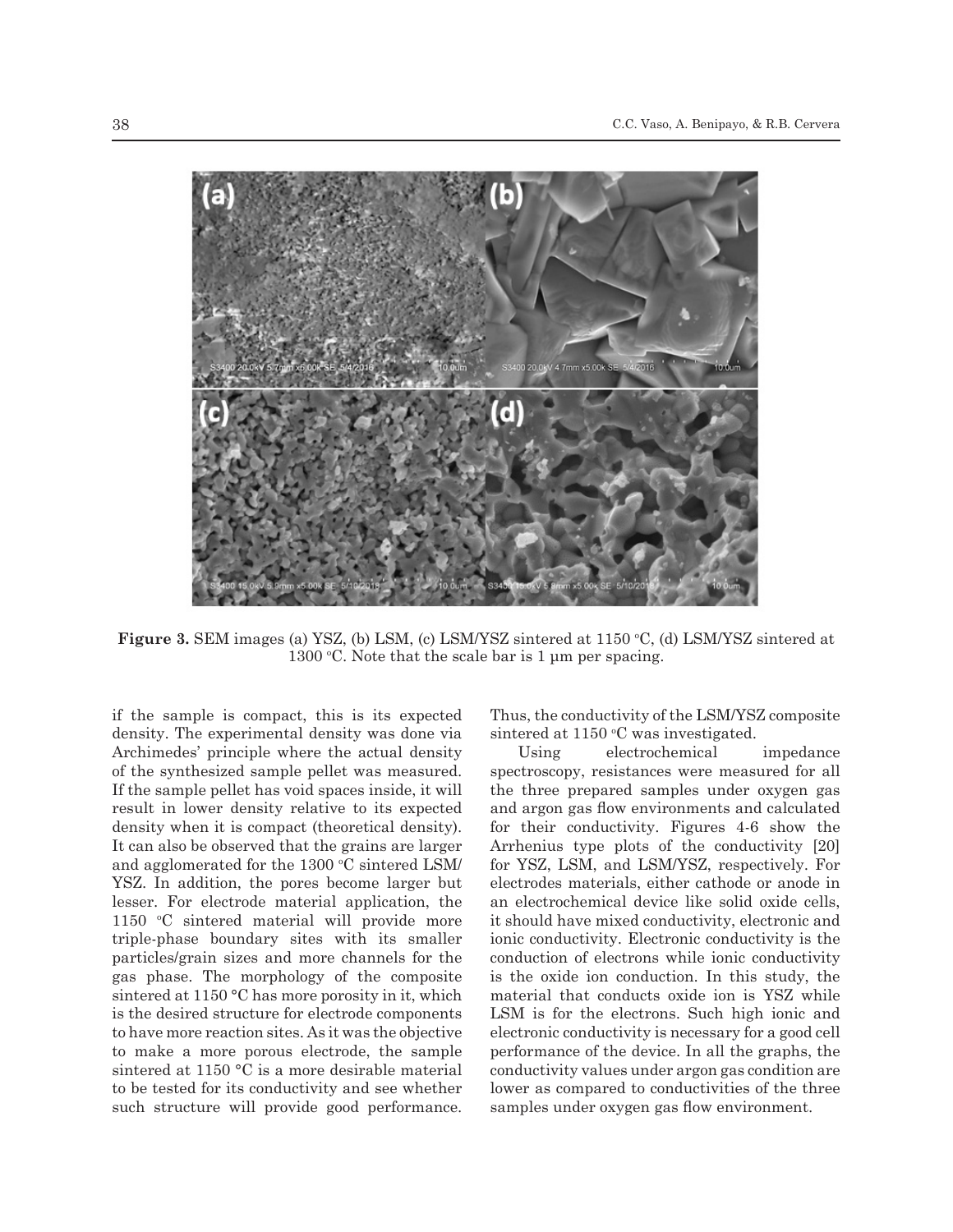**Figure 3.** SEM images (a) YSZ, (b) LSM, (c) LSM/YSZ sintered at 1150 °C, (d) LSM/YSZ sintered at 1300 °C. Note that the scale bar is 1 µm per spacing.

if the sample is compact, this is its expected density. The experimental density was done via Archimedes' principle where the actual density of the synthesized sample pellet was measured. If the sample pellet has void spaces inside, it will result in lower density relative to its expected density when it is compact (theoretical density). It can also be observed that the grains are larger and agglomerated for the 1300 °C sintered LSM/YSZ. In addition, the pores become larger but lesser. For electrode material application, the 1150 °C sintered material will provide more triple-phase boundary sites with its smaller particles/grain sizes and more channels for the gas phase. The morphology of the composite sintered at 1150 °C has more porosity in it, which is the desired structure for electrode components to have more reaction sites. As it was the objective to make a more porous electrode, the sample sintered at 1150 °C is a more desirable material to be tested for its conductivity and see whether such structure will provide good performance. Thus, the conductivity of the LSM/YSZ composite sintered at 1150 °C was investigated.

Using electrochemical impedance spectroscopy, resistances were measured for all the three prepared samples under oxygen gas and argon gas flow environments and calculated for their conductivity. Figures 4-6 show the Arrhenius type plots of the conductivity [20] for YSZ, LSM, and LSM/YSZ, respectively. For electrodes materials, either cathode or anode in an electrochemical device like solid oxide cells, it should have mixed conductivity, electronic and ionic conductivity. Electronic conductivity is the conduction of electrons while ionic conductivity is the oxide ion conduction. In this study, the material that conducts oxide ion is YSZ while LSM is for the electrons. Such high ionic and electronic conductivity is necessary for a good cell performance of the device. In all the graphs, the conductivity values under argon gas condition are lower as compared to conductivities of the three samples under oxygen gas flow environment.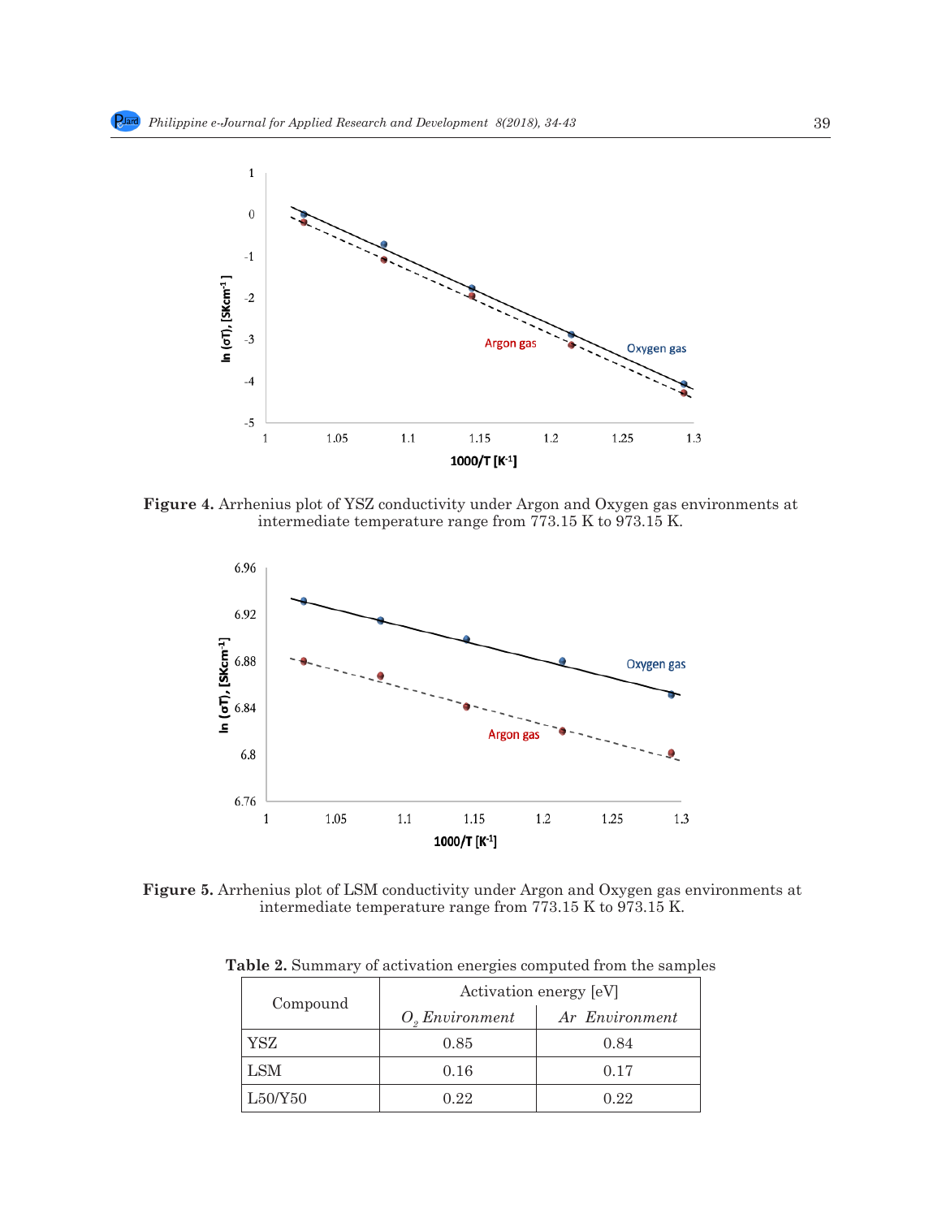**Figure 4.** Arrhenius plot of YSZ conductivity under Argon and Oxygen gas environments at intermediate temperature range from 773.15 K to 973.15 K.

**Figure 5.** Arrhenius plot of LSM conductivity under Argon and Oxygen gas environments at intermediate temperature range from 773.15 K to 973.15 K.

**Table 2.** Summary of activation energies computed from the samples

| Compound | Activation energy [eV] | |
|---|---|---|
| | *$O_2$ Environment* | *Ar Environment* |
| YSZ | 0.85 | 0.84 |
| LSM | 0.16 | 0.17 |
| L50/Y50 | 0.22 | 0.22 |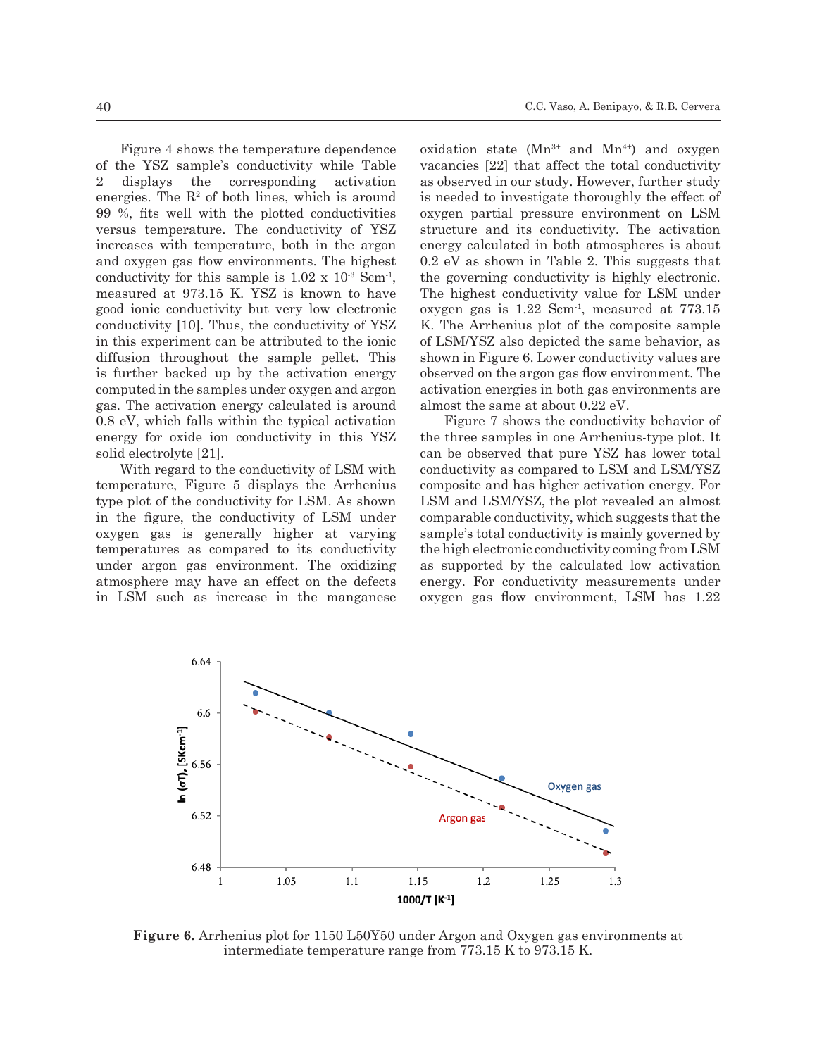Figure 4 shows the temperature dependence of the YSZ sample's conductivity while Table 2 displays the corresponding activation energies. The $R^2$ of both lines, which is around 99 %, fits well with the plotted conductivities versus temperature. The conductivity of YSZ increases with temperature, both in the argon and oxygen gas flow environments. The highest conductivity for this sample is 1.02 x $10^{-3}$ $Scm^{-1}$, measured at 973.15 K. YSZ is known to have good ionic conductivity but very low electronic conductivity [10]. Thus, the conductivity of YSZ in this experiment can be attributed to the ionic diffusion throughout the sample pellet. This is further backed up by the activation energy computed in the samples under oxygen and argon gas. The activation energy calculated is around 0.8 eV, which falls within the typical activation energy for oxide ion conductivity in this YSZ solid electrolyte [21].

With regard to the conductivity of LSM with temperature, Figure 5 displays the Arrhenius type plot of the conductivity for LSM. As shown in the figure, the conductivity of LSM under oxygen gas is generally higher at varying temperatures as compared to its conductivity under argon gas environment. The oxidizing atmosphere may have an effect on the defects in LSM such as increase in the manganese oxidation state ($Mn^{3+}$ and $Mn^{4+}$) and oxygen vacancies [22] that affect the total conductivity as observed in our study. However, further study is needed to investigate thoroughly the effect of oxygen partial pressure environment on LSM structure and its conductivity. The activation energy calculated in both atmospheres is about 0.2 eV as shown in Table 2. This suggests that the governing conductivity is highly electronic. The highest conductivity value for LSM under oxygen gas is 1.22 $Scm^{-1}$, measured at 773.15 K. The Arrhenius plot of the composite sample of LSM/YSZ also depicted the same behavior, as shown in Figure 6. Lower conductivity values are observed on the argon gas flow environment. The activation energies in both gas environments are almost the same at about 0.22 eV.

Figure 7 shows the conductivity behavior of the three samples in one Arrhenius-type plot. It can be observed that pure YSZ has lower total conductivity as compared to LSM and LSM/YSZ composite and has higher activation energy. For LSM and LSM/YSZ, the plot revealed an almost comparable conductivity, which suggests that the sample's total conductivity is mainly governed by the high electronic conductivity coming from LSM as supported by the calculated low activation energy. For conductivity measurements under oxygen gas flow environment, LSM has 1.22

**Figure 6.** Arrhenius plot for 1150 L50Y50 under Argon and Oxygen gas environments at intermediate temperature range from 773.15 K to 973.15 K.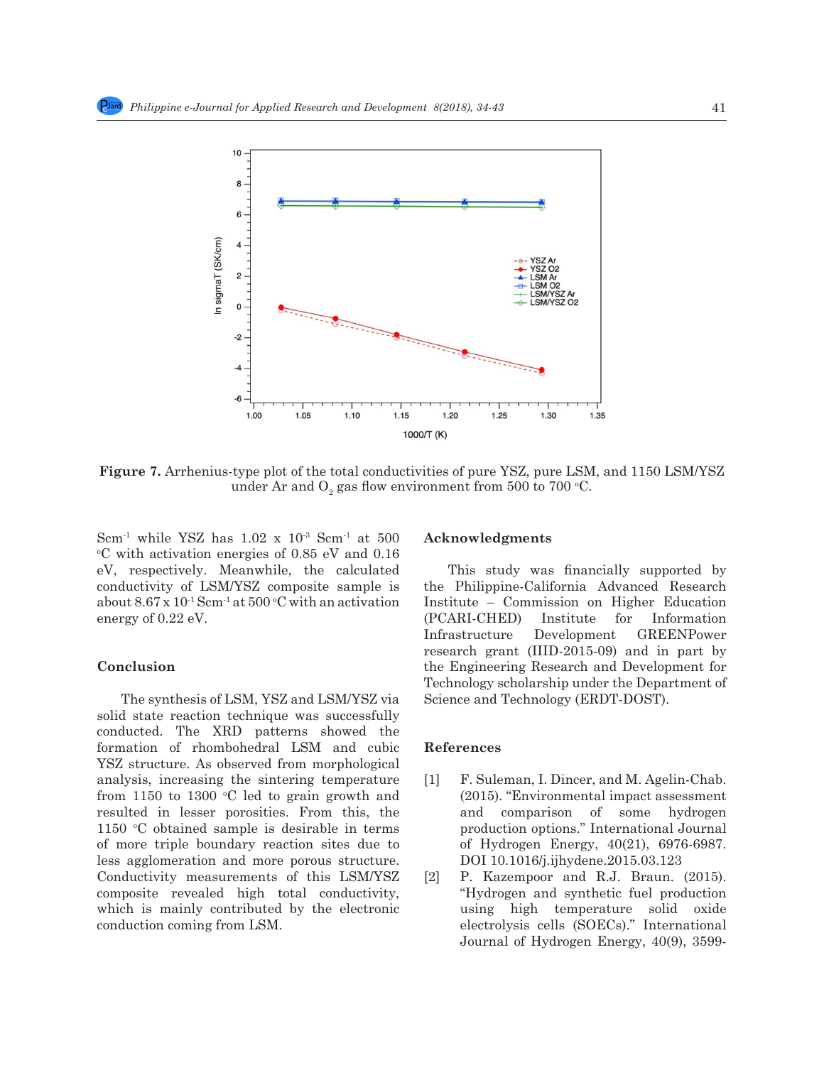Figure 7. Arrhenius-type plot of the total conductivities of pure YSZ, pure LSM, and 1150 LSM/YSZ under Ar and $O_2$ gas flow environment from 500 to 700 °C.

$Scm^{-1}$ while YSZ has $1.02 \times 10^{-3}$ $Scm^{-1}$ at 500 °C with activation energies of 0.85 eV and 0.16 eV, respectively. Meanwhile, the calculated conductivity of LSM/YSZ composite sample is about $8.67 \times 10^{-1}$ $Scm^{-1}$ at 500 °C with an activation energy of 0.22 eV.

## Conclusion

The synthesis of LSM, YSZ and LSM/YSZ via solid state reaction technique was successfully conducted. The XRD patterns showed the formation of rhombohedral LSM and cubic YSZ structure. As observed from morphological analysis, increasing the sintering temperature from 1150 to 1300 °C led to grain growth and resulted in lesser porosities. From this, the 1150 °C obtained sample is desirable in terms of more triple boundary reaction sites due to less agglomeration and more porous structure. Conductivity measurements of this LSM/YSZ composite revealed high total conductivity, which is mainly contributed by the electronic conduction coming from LSM.

## Acknowledgments

This study was financially supported by the Philippine-California Advanced Research Institute – Commission on Higher Education (PCARI-CHED) Institute for Information Infrastructure Development GREENPower research grant (IIID-2015-09) and in part by the Engineering Research and Development for Technology scholarship under the Department of Science and Technology (ERDT-DOST).

## References

[1] F. Suleman, I. Dincer, and M. Agelin-Chab. (2015). "Environmental impact assessment and comparison of some hydrogen production options." International Journal of Hydrogen Energy, 40(21), 6976-6987. DOI 10.1016/j.ijhydene.2015.03.123

[2] P. Kazempoor and R.J. Braun. (2015). "Hydrogen and synthetic fuel production using high temperature solid oxide electrolysis cells (SOECs)." International Journal of Hydrogen Energy, 40(9), 3599-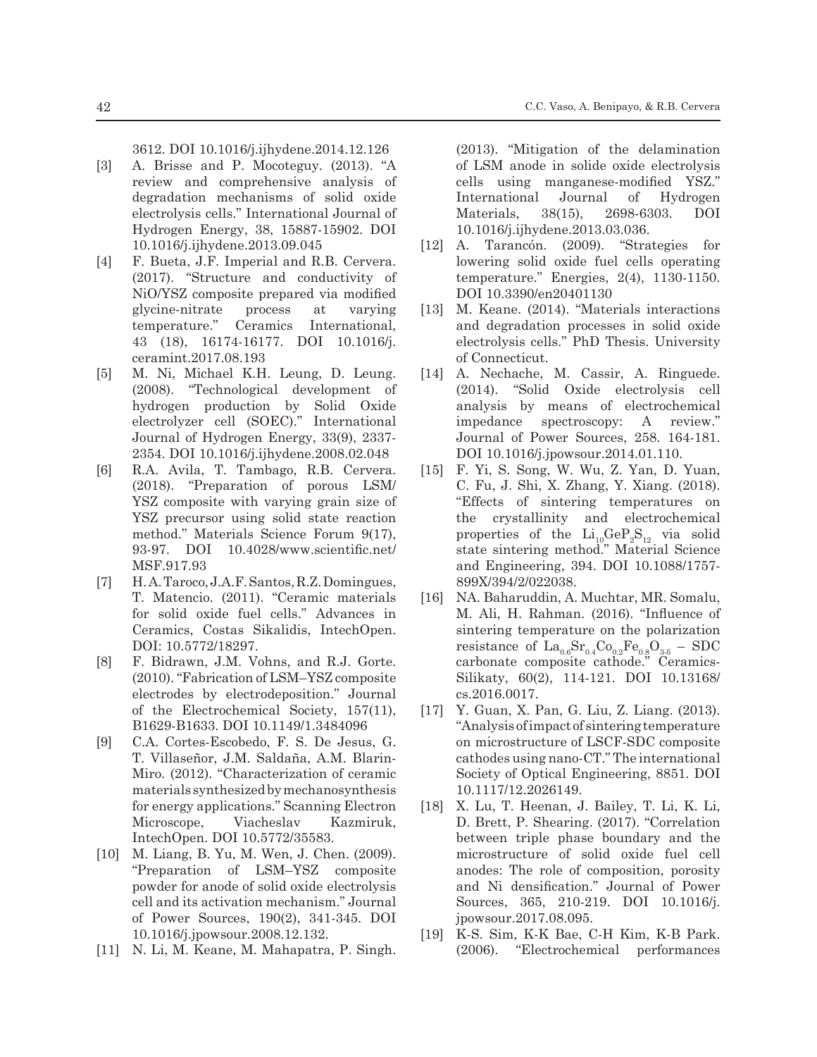3612. DOI 10.1016/j.ijhydene.2014.12.126

[3] A. Brisse and P. Mocoteguy. (2013). "A review and comprehensive analysis of degradation mechanisms of solid oxide electrolysis cells." International Journal of Hydrogen Energy, 38, 15887-15902. DOI 10.1016/j.ijhydene.2013.09.045

[4] F. Bueta, J.F. Imperial and R.B. Cervera. (2017). "Structure and conductivity of NiO/YSZ composite prepared via modified glycine-nitrate process at varying temperature." Ceramics International, 43 (18), 16174-16177. DOI 10.1016/j.ceramint.2017.08.193

[5] M. Ni, Michael K.H. Leung, D. Leung. (2008). "Technological development of hydrogen production by Solid Oxide electrolyzer cell (SOEC)." International Journal of Hydrogen Energy, 33(9), 2337-2354. DOI 10.1016/j.ijhydene.2008.02.048

[6] R.A. Avila, T. Tambago, R.B. Cervera. (2018). "Preparation of porous LSM/YSZ composite with varying grain size of YSZ precursor using solid state reaction method." Materials Science Forum 9(17), 93-97. DOI 10.4028/www.scientific.net/MSF.917.93

[7] H.A. Taroco, J.A.F. Santos, R.Z. Domingues, T. Matencio. (2011). "Ceramic materials for solid oxide fuel cells." Advances in Ceramics, Costas Sikalidis, IntechOpen. DOI: 10.5772/18297.

[8] F. Bidrawn, J.M. Vohns, and R.J. Gorte. (2010). "Fabrication of LSM–YSZ composite electrodes by electrodeposition." Journal of the Electrochemical Society, 157(11), B1629-B1633. DOI 10.1149/1.3484096

[9] C.A. Cortes-Escobedo, F. S. De Jesus, G. T. Villaseñor, J.M. Saldaña, A.M. Blarin-Miro. (2012). "Characterization of ceramic materials synthesized by mechanosynthesis for energy applications." Scanning Electron Microscope, Viacheslav Kazmiruk, IntechOpen. DOI 10.5772/35583.

[10] M. Liang, B. Yu, M. Wen, J. Chen. (2009). "Preparation of LSM–YSZ composite powder for anode of solid oxide electrolysis cell and its activation mechanism." Journal of Power Sources, 190(2), 341-345. DOI 10.1016/j.jpowsour.2008.12.132.

[11] N. Li, M. Keane, M. Mahapatra, P. Singh. (2013). "Mitigation of the delamination of LSM anode in solide oxide electrolysis cells using manganese-modified YSZ." International Journal of Hydrogen Materials, 38(15), 2698-6303. DOI 10.1016/j.ijhydene.2013.03.036.

[12] A. Tarancón. (2009). "Strategies for lowering solid oxide fuel cells operating temperature." Energies, 2(4), 1130-1150. DOI 10.3390/en20401130

[13] M. Keane. (2014). "Materials interactions and degradation processes in solid oxide electrolysis cells." PhD Thesis. University of Connecticut.

[14] A. Nechache, M. Cassir, A. Ringuede. (2014). "Solid Oxide electrolysis cell analysis by means of electrochemical impedance spectroscopy: A review." Journal of Power Sources, 258. 164-181. DOI 10.1016/j.jpowsour.2014.01.110.

[15] F. Yi, S. Song, W. Wu, Z. Yan, D. Yuan, C. Fu, J. Shi, X. Zhang, Y. Xiang. (2018). "Effects of sintering temperatures on the crystallinity and electrochemical properties of the $Li_{10}GeP_2S_{12}$ via solid state sintering method." Material Science and Engineering, 394. DOI 10.1088/1757-899X/394/2/022038.

[16] NA. Baharuddin, A. Muchtar, MR. Somalu, M. Ali, H. Rahman. (2016). "Influence of sintering temperature on the polarization resistance of $La_{0.6}Sr_{0.4}Co_{0.2}Fe_{0.8}O_{3-\delta}$ – SDC carbonate composite cathode." Ceramics-Silikaty, 60(2), 114-121. DOI 10.13168/cs.2016.0017.

[17] Y. Guan, X. Pan, G. Liu, Z. Liang. (2013). "Analysis of impact of sintering temperature on microstructure of LSCF-SDC composite cathodes using nano-CT." The international Society of Optical Engineering, 8851. DOI 10.1117/12.2026149.

[18] X. Lu, T. Heenan, J. Bailey, T. Li, K. Li, D. Brett, P. Shearing. (2017). "Correlation between triple phase boundary and the microstructure of solid oxide fuel cell anodes: The role of composition, porosity and Ni densification." Journal of Power Sources, 365, 210-219. DOI 10.1016/j.jpowsour.2017.08.095.

[19] K-S. Sim, K-K Bae, C-H Kim, K-B Park. (2006). "Electrochemical performances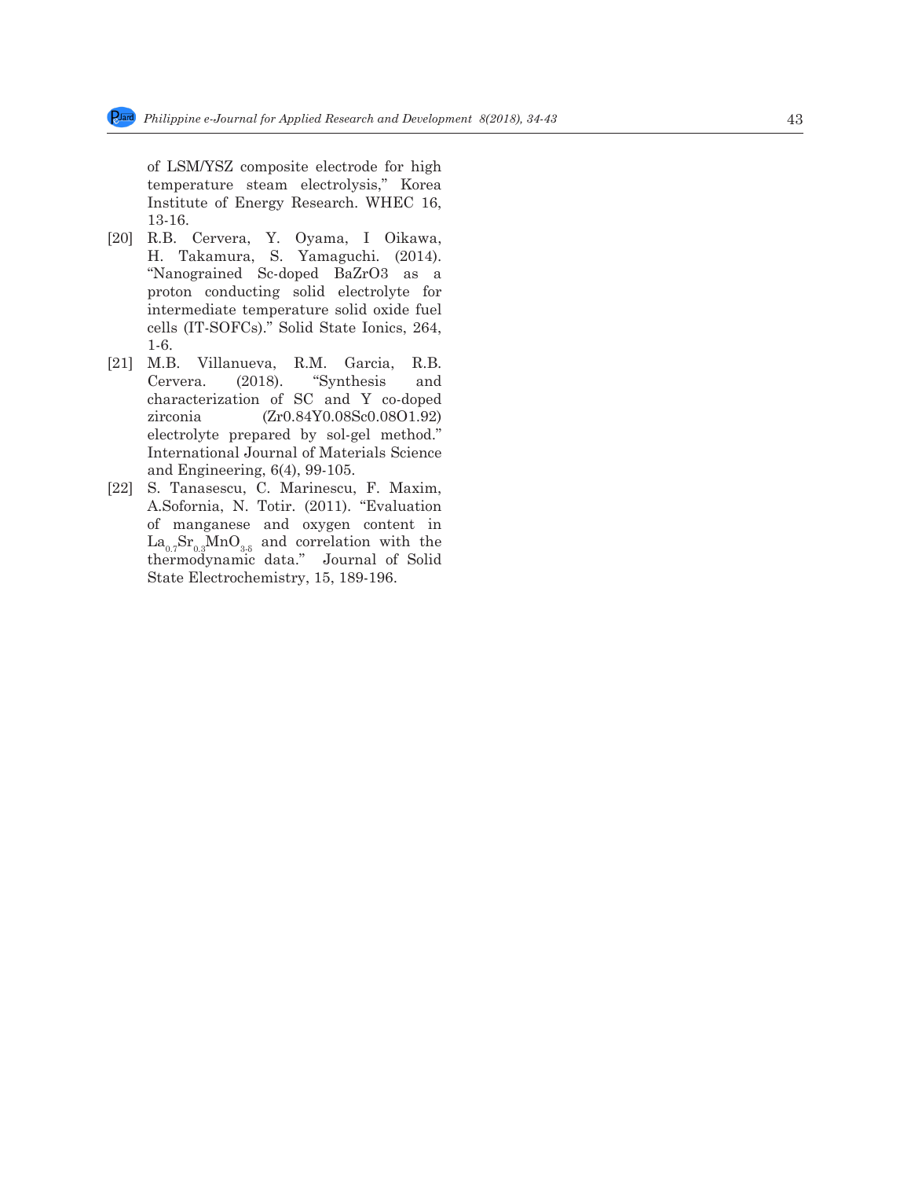of LSM/YSZ composite electrode for high temperature steam electrolysis," Korea Institute of Energy Research. WHEC 16, 13-16.

[20] R.B. Cervera, Y. Oyama, I Oikawa, H. Takamura, S. Yamaguchi. (2014). "Nanograined Sc-doped BaZrO3 as a proton conducting solid electrolyte for intermediate temperature solid oxide fuel cells (IT-SOFCs)." Solid State Ionics, 264, 1-6.

[21] M.B. Villanueva, R.M. Garcia, R.B. Cervera. (2018). "Synthesis and characterization of SC and Y co-doped zirconia (Zr0.84Y0.08Sc0.08O1.92) electrolyte prepared by sol-gel method." International Journal of Materials Science and Engineering, 6(4), 99-105.

[22] S. Tanasescu, C. Marinescu, F. Maxim, A.Sofornia, N. Totir. (2011). "Evaluation of manganese and oxygen content in $La_{0.7}Sr_{0.3}MnO_{3-\delta}$ and correlation with the thermodynamic data." Journal of Solid State Electrochemistry, 15, 189-196.